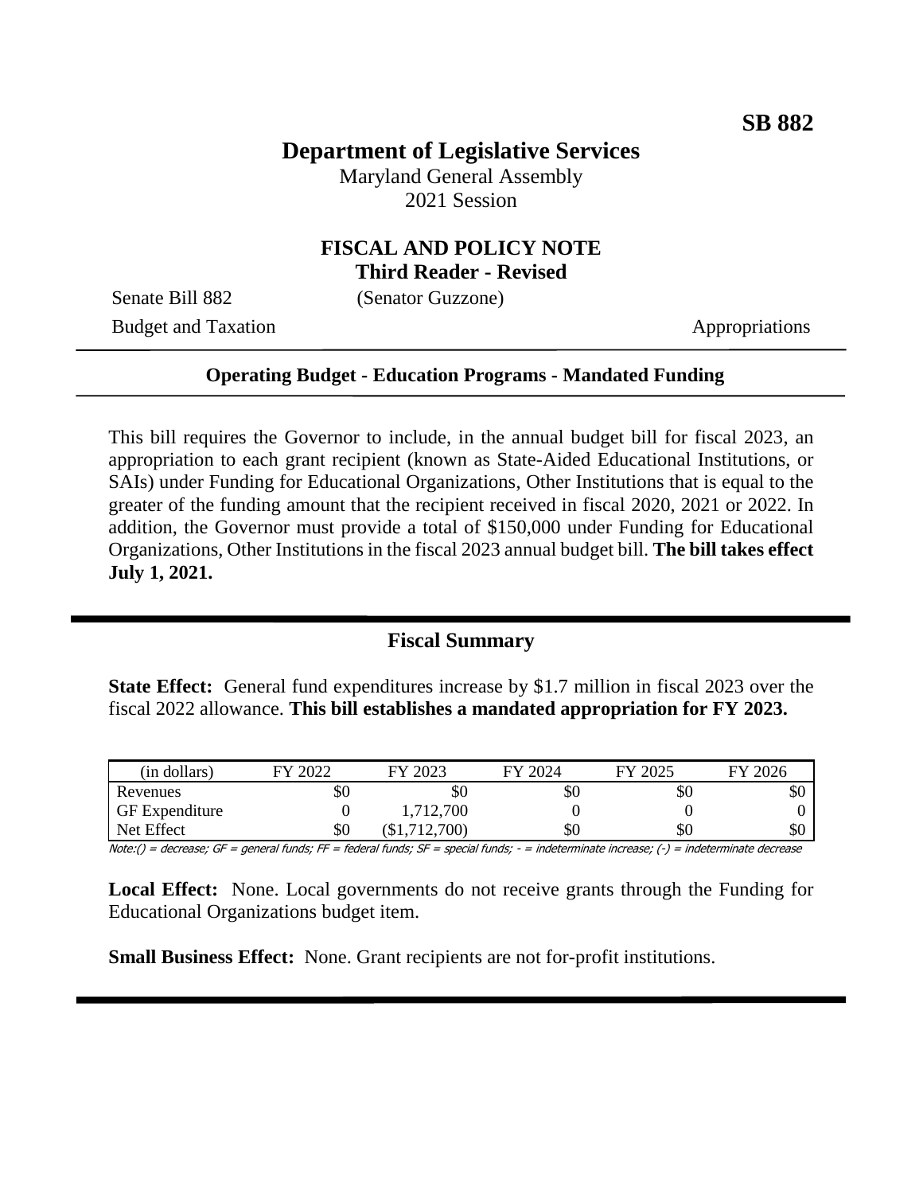**SB 882**

# Department of Legislative Services

Maryland General Assembly
2021 Session

## FISCAL AND POLICY NOTE
**Third Reader - Revised**

Senate Bill 882 (Senator Guzzone)
Budget and Taxation Appropriations

---

**Operating Budget - Education Programs - Mandated Funding**

---

This bill requires the Governor to include, in the annual budget bill for fiscal 2023, an appropriation to each grant recipient (known as State-Aided Educational Institutions, or SAIs) under Funding for Educational Organizations, Other Institutions that is equal to the greater of the funding amount that the recipient received in fiscal 2020, 2021 or 2022. In addition, the Governor must provide a total of $150,000 under Funding for Educational Organizations, Other Institutions in the fiscal 2023 annual budget bill. **The bill takes effect July 1, 2021.**

---

## Fiscal Summary

**State Effect:** General fund expenditures increase by $1.7 million in fiscal 2023 over the fiscal 2022 allowance. **This bill establishes a mandated appropriation for FY 2023.**

| (in dollars) | FY 2022 | FY 2023 | FY 2024 | FY 2025 | FY 2026 |
|---|---|---|---|---|---|
| Revenues | $0 | $0 | $0 | $0 | $0 |
| GF Expenditure | 0 | 1,712,700 | 0 | 0 | 0 |
| Net Effect | $0 | ($1,712,700) | $0 | $0 | $0 |

*Note:() = decrease; GF = general funds; FF = federal funds; SF = special funds; - = indeterminate increase; (-) = indeterminate decrease*

**Local Effect:** None. Local governments do not receive grants through the Funding for Educational Organizations budget item.

**Small Business Effect:** None. Grant recipients are not for-profit institutions.

---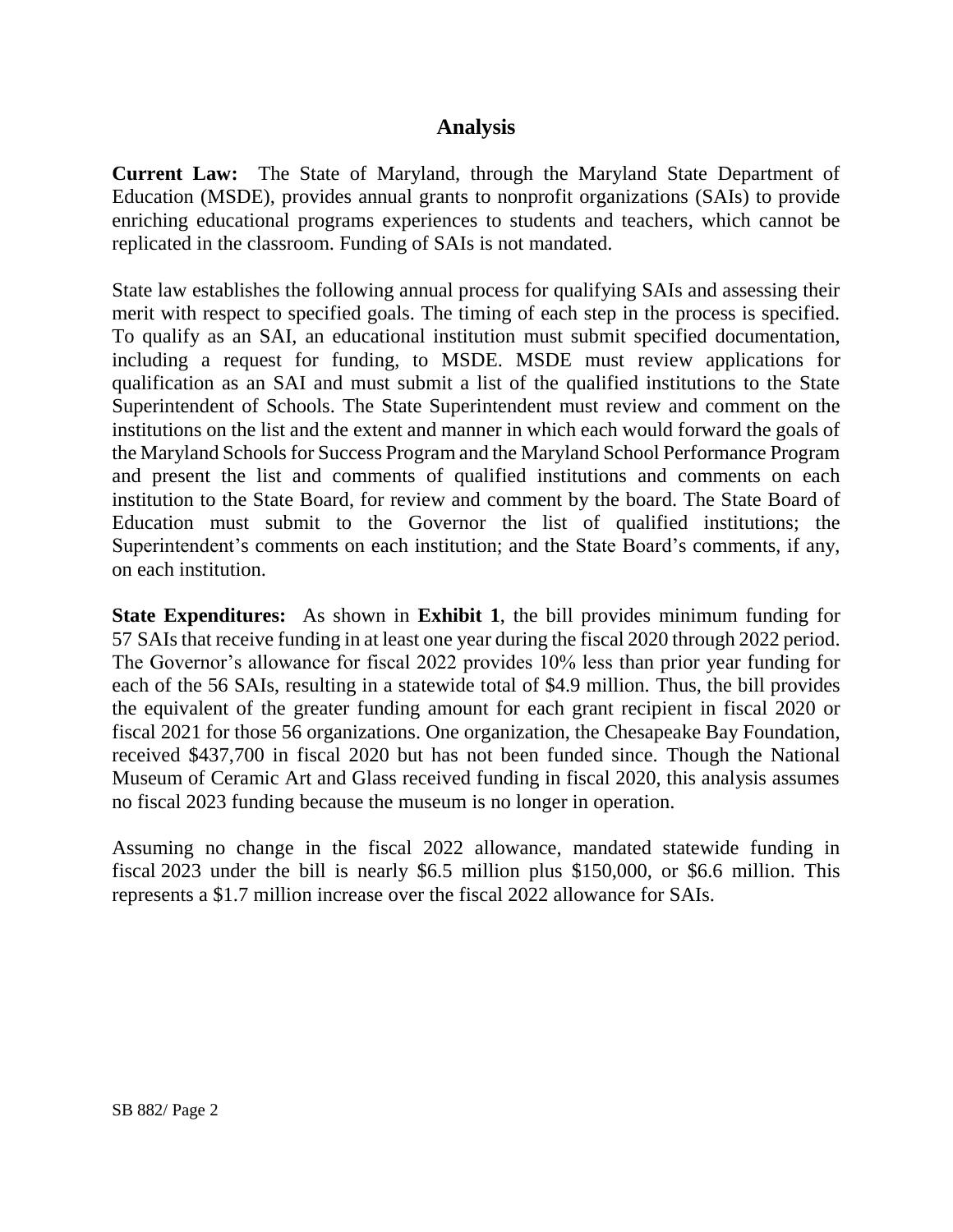## Analysis

**Current Law:** The State of Maryland, through the Maryland State Department of Education (MSDE), provides annual grants to nonprofit organizations (SAIs) to provide enriching educational programs experiences to students and teachers, which cannot be replicated in the classroom. Funding of SAIs is not mandated.

State law establishes the following annual process for qualifying SAIs and assessing their merit with respect to specified goals. The timing of each step in the process is specified. To qualify as an SAI, an educational institution must submit specified documentation, including a request for funding, to MSDE. MSDE must review applications for qualification as an SAI and must submit a list of the qualified institutions to the State Superintendent of Schools. The State Superintendent must review and comment on the institutions on the list and the extent and manner in which each would forward the goals of the Maryland Schools for Success Program and the Maryland School Performance Program and present the list and comments of qualified institutions and comments on each institution to the State Board, for review and comment by the board. The State Board of Education must submit to the Governor the list of qualified institutions; the Superintendent's comments on each institution; and the State Board's comments, if any, on each institution.

**State Expenditures:** As shown in **Exhibit 1**, the bill provides minimum funding for 57 SAIs that receive funding in at least one year during the fiscal 2020 through 2022 period. The Governor's allowance for fiscal 2022 provides 10% less than prior year funding for each of the 56 SAIs, resulting in a statewide total of $4.9 million. Thus, the bill provides the equivalent of the greater funding amount for each grant recipient in fiscal 2020 or fiscal 2021 for those 56 organizations. One organization, the Chesapeake Bay Foundation, received $437,700 in fiscal 2020 but has not been funded since. Though the National Museum of Ceramic Art and Glass received funding in fiscal 2020, this analysis assumes no fiscal 2023 funding because the museum is no longer in operation.

Assuming no change in the fiscal 2022 allowance, mandated statewide funding in fiscal 2023 under the bill is nearly $6.5 million plus $150,000, or $6.6 million. This represents a $1.7 million increase over the fiscal 2022 allowance for SAIs.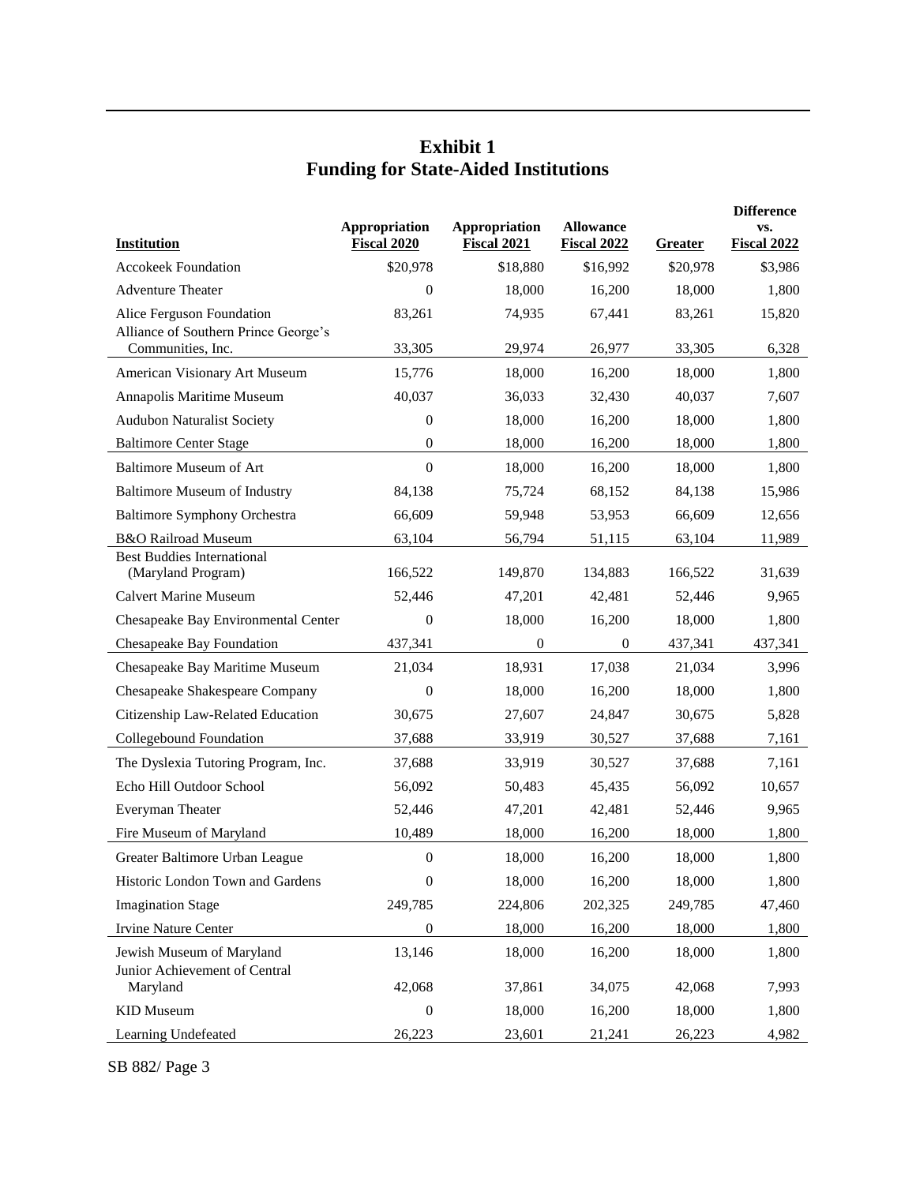## Exhibit 1
## Funding for State-Aided Institutions

| Institution | Appropriation Fiscal 2020 | Appropriation Fiscal 2021 | Allowance Fiscal 2022 | Greater | Difference vs. Fiscal 2022 |
|---|---|---|---|---|---|
| Accokeek Foundation | $20,978 | $18,880 | $16,992 | $20,978 | $3,986 |
| Adventure Theater | 0 | 18,000 | 16,200 | 18,000 | 1,800 |
| Alice Ferguson Foundation | 83,261 | 74,935 | 67,441 | 83,261 | 15,820 |
| Alliance of Southern Prince George's Communities, Inc. | 33,305 | 29,974 | 26,977 | 33,305 | 6,328 |
| American Visionary Art Museum | 15,776 | 18,000 | 16,200 | 18,000 | 1,800 |
| Annapolis Maritime Museum | 40,037 | 36,033 | 32,430 | 40,037 | 7,607 |
| Audubon Naturalist Society | 0 | 18,000 | 16,200 | 18,000 | 1,800 |
| Baltimore Center Stage | 0 | 18,000 | 16,200 | 18,000 | 1,800 |
| Baltimore Museum of Art | 0 | 18,000 | 16,200 | 18,000 | 1,800 |
| Baltimore Museum of Industry | 84,138 | 75,724 | 68,152 | 84,138 | 15,986 |
| Baltimore Symphony Orchestra | 66,609 | 59,948 | 53,953 | 66,609 | 12,656 |
| B&O Railroad Museum | 63,104 | 56,794 | 51,115 | 63,104 | 11,989 |
| Best Buddies International (Maryland Program) | 166,522 | 149,870 | 134,883 | 166,522 | 31,639 |
| Calvert Marine Museum | 52,446 | 47,201 | 42,481 | 52,446 | 9,965 |
| Chesapeake Bay Environmental Center | 0 | 18,000 | 16,200 | 18,000 | 1,800 |
| Chesapeake Bay Foundation | 437,341 | 0 | 0 | 437,341 | 437,341 |
| Chesapeake Bay Maritime Museum | 21,034 | 18,931 | 17,038 | 21,034 | 3,996 |
| Chesapeake Shakespeare Company | 0 | 18,000 | 16,200 | 18,000 | 1,800 |
| Citizenship Law-Related Education | 30,675 | 27,607 | 24,847 | 30,675 | 5,828 |
| Collegebound Foundation | 37,688 | 33,919 | 30,527 | 37,688 | 7,161 |
| The Dyslexia Tutoring Program, Inc. | 37,688 | 33,919 | 30,527 | 37,688 | 7,161 |
| Echo Hill Outdoor School | 56,092 | 50,483 | 45,435 | 56,092 | 10,657 |
| Everyman Theater | 52,446 | 47,201 | 42,481 | 52,446 | 9,965 |
| Fire Museum of Maryland | 10,489 | 18,000 | 16,200 | 18,000 | 1,800 |
| Greater Baltimore Urban League | 0 | 18,000 | 16,200 | 18,000 | 1,800 |
| Historic London Town and Gardens | 0 | 18,000 | 16,200 | 18,000 | 1,800 |
| Imagination Stage | 249,785 | 224,806 | 202,325 | 249,785 | 47,460 |
| Irvine Nature Center | 0 | 18,000 | 16,200 | 18,000 | 1,800 |
| Jewish Museum of Maryland | 13,146 | 18,000 | 16,200 | 18,000 | 1,800 |
| Junior Achievement of Central Maryland | 42,068 | 37,861 | 34,075 | 42,068 | 7,993 |
| KID Museum | 0 | 18,000 | 16,200 | 18,000 | 1,800 |
| Learning Undefeated | 26,223 | 23,601 | 21,241 | 26,223 | 4,982 |

SB 882/ Page 3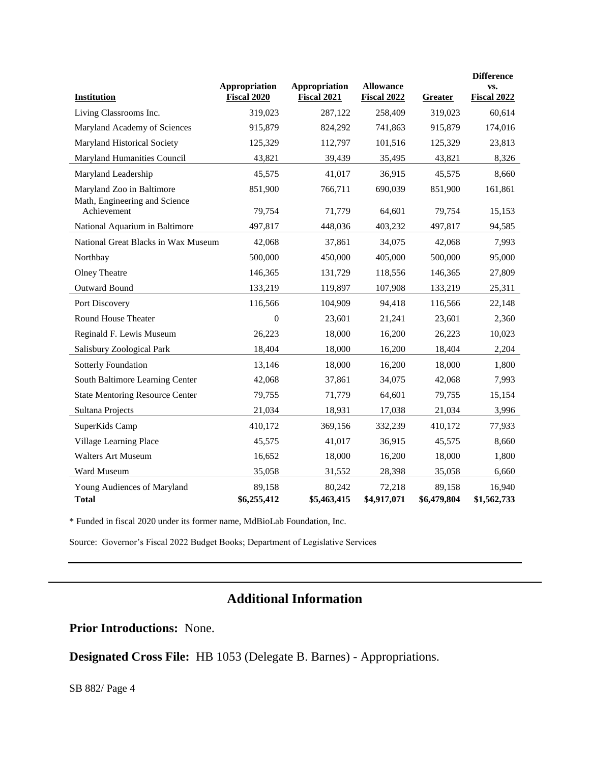| Institution | Appropriation Fiscal 2020 | Appropriation Fiscal 2021 | Allowance Fiscal 2022 | Greater | Difference vs. Fiscal 2022 |
|---|---|---|---|---|---|
| Living Classrooms Inc. | 319,023 | 287,122 | 258,409 | 319,023 | 60,614 |
| Maryland Academy of Sciences | 915,879 | 824,292 | 741,863 | 915,879 | 174,016 |
| Maryland Historical Society | 125,329 | 112,797 | 101,516 | 125,329 | 23,813 |
| Maryland Humanities Council | 43,821 | 39,439 | 35,495 | 43,821 | 8,326 |
| Maryland Leadership | 45,575 | 41,017 | 36,915 | 45,575 | 8,660 |
| Maryland Zoo in Baltimore | 851,900 | 766,711 | 690,039 | 851,900 | 161,861 |
| Math, Engineering and Science Achievement | 79,754 | 71,779 | 64,601 | 79,754 | 15,153 |
| National Aquarium in Baltimore | 497,817 | 448,036 | 403,232 | 497,817 | 94,585 |
| National Great Blacks in Wax Museum | 42,068 | 37,861 | 34,075 | 42,068 | 7,993 |
| Northbay | 500,000 | 450,000 | 405,000 | 500,000 | 95,000 |
| Olney Theatre | 146,365 | 131,729 | 118,556 | 146,365 | 27,809 |
| Outward Bound | 133,219 | 119,897 | 107,908 | 133,219 | 25,311 |
| Port Discovery | 116,566 | 104,909 | 94,418 | 116,566 | 22,148 |
| Round House Theater | 0 | 23,601 | 21,241 | 23,601 | 2,360 |
| Reginald F. Lewis Museum | 26,223 | 18,000 | 16,200 | 26,223 | 10,023 |
| Salisbury Zoological Park | 18,404 | 18,000 | 16,200 | 18,404 | 2,204 |
| Sotterly Foundation | 13,146 | 18,000 | 16,200 | 18,000 | 1,800 |
| South Baltimore Learning Center | 42,068 | 37,861 | 34,075 | 42,068 | 7,993 |
| State Mentoring Resource Center | 79,755 | 71,779 | 64,601 | 79,755 | 15,154 |
| Sultana Projects | 21,034 | 18,931 | 17,038 | 21,034 | 3,996 |
| SuperKids Camp | 410,172 | 369,156 | 332,239 | 410,172 | 77,933 |
| Village Learning Place | 45,575 | 41,017 | 36,915 | 45,575 | 8,660 |
| Walters Art Museum | 16,652 | 18,000 | 16,200 | 18,000 | 1,800 |
| Ward Museum | 35,058 | 31,552 | 28,398 | 35,058 | 6,660 |
| Young Audiences of Maryland | 89,158 | 80,242 | 72,218 | 89,158 | 16,940 |
| **Total** | **$6,255,412** | **$5,463,415** | **$4,917,071** | **$6,479,804** | **$1,562,733** |

* Funded in fiscal 2020 under its former name, MdBioLab Foundation, Inc.

Source: Governor's Fiscal 2022 Budget Books; Department of Legislative Services

## Additional Information

**Prior Introductions:** None.

**Designated Cross File:** HB 1053 (Delegate B. Barnes) - Appropriations.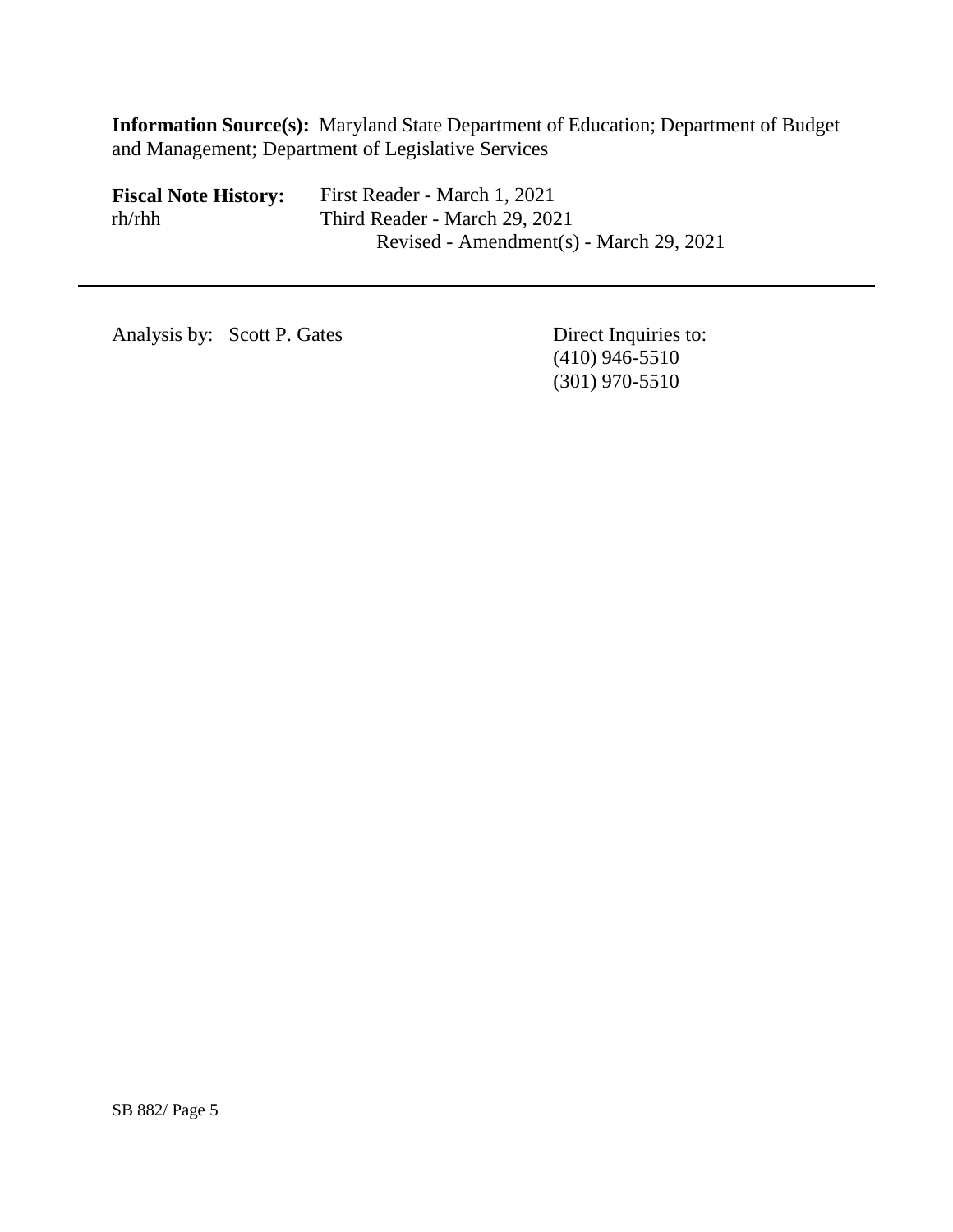**Information Source(s):** Maryland State Department of Education; Department of Budget and Management; Department of Legislative Services

**Fiscal Note History:** First Reader - March 1, 2021
rh/rhh Third Reader - March 29, 2021
Revised - Amendment(s) - March 29, 2021

---

Analysis by: Scott P. Gates

Direct Inquiries to:
(410) 946-5510
(301) 970-5510